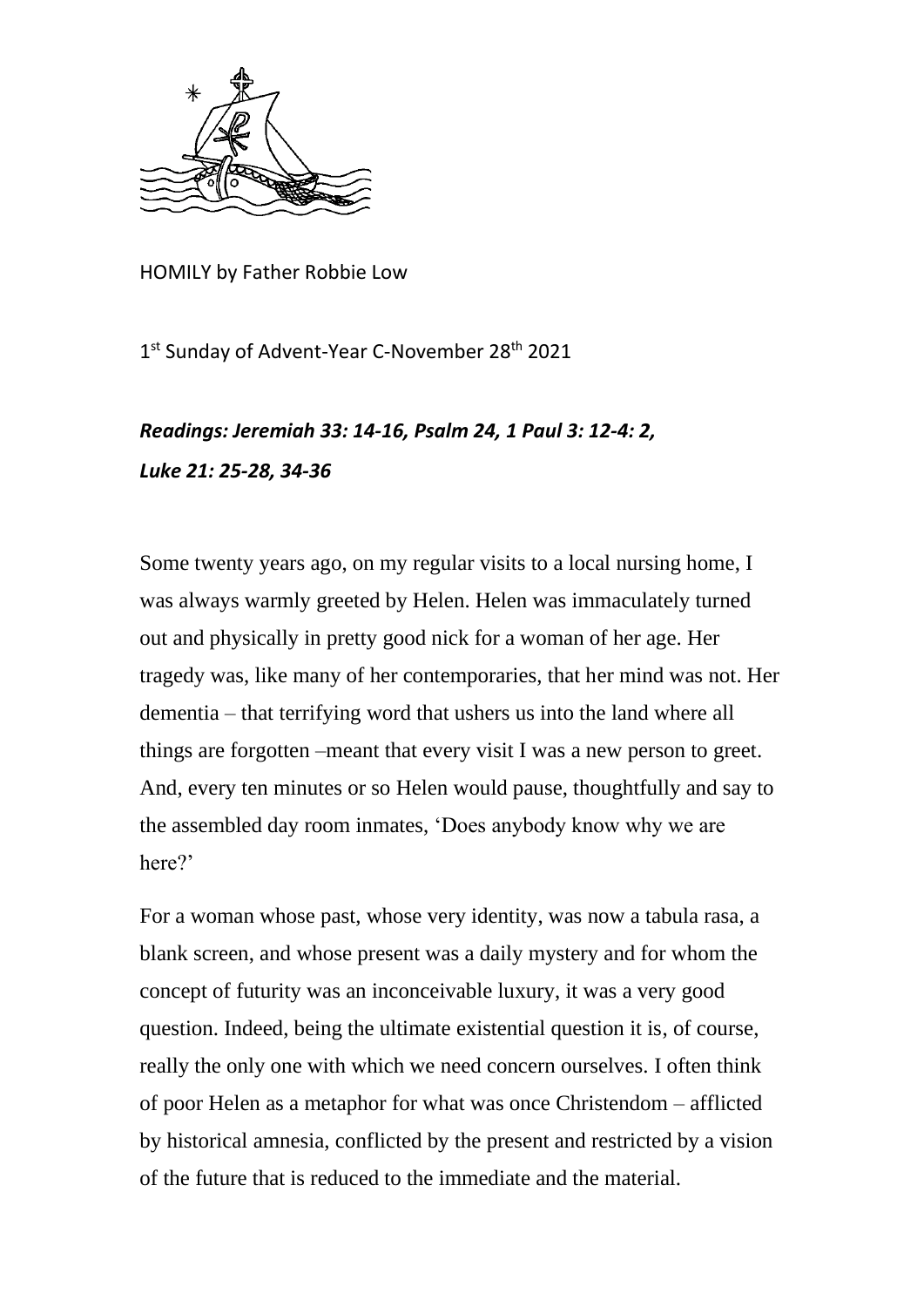HOMILY by Father Robbie Low

1st Sunday of Advent-Year C-November 28th 2021

***Readings: Jeremiah 33: 14-16, Psalm 24, 1 Paul 3: 12-4: 2, Luke 21: 25-28, 34-36***

Some twenty years ago, on my regular visits to a local nursing home, I was always warmly greeted by Helen. Helen was immaculately turned out and physically in pretty good nick for a woman of her age. Her tragedy was, like many of her contemporaries, that her mind was not. Her dementia – that terrifying word that ushers us into the land where all things are forgotten –meant that every visit I was a new person to greet. And, every ten minutes or so Helen would pause, thoughtfully and say to the assembled day room inmates, 'Does anybody know why we are here?'

For a woman whose past, whose very identity, was now a tabula rasa, a blank screen, and whose present was a daily mystery and for whom the concept of futurity was an inconceivable luxury, it was a very good question. Indeed, being the ultimate existential question it is, of course, really the only one with which we need concern ourselves. I often think of poor Helen as a metaphor for what was once Christendom – afflicted by historical amnesia, conflicted by the present and restricted by a vision of the future that is reduced to the immediate and the material.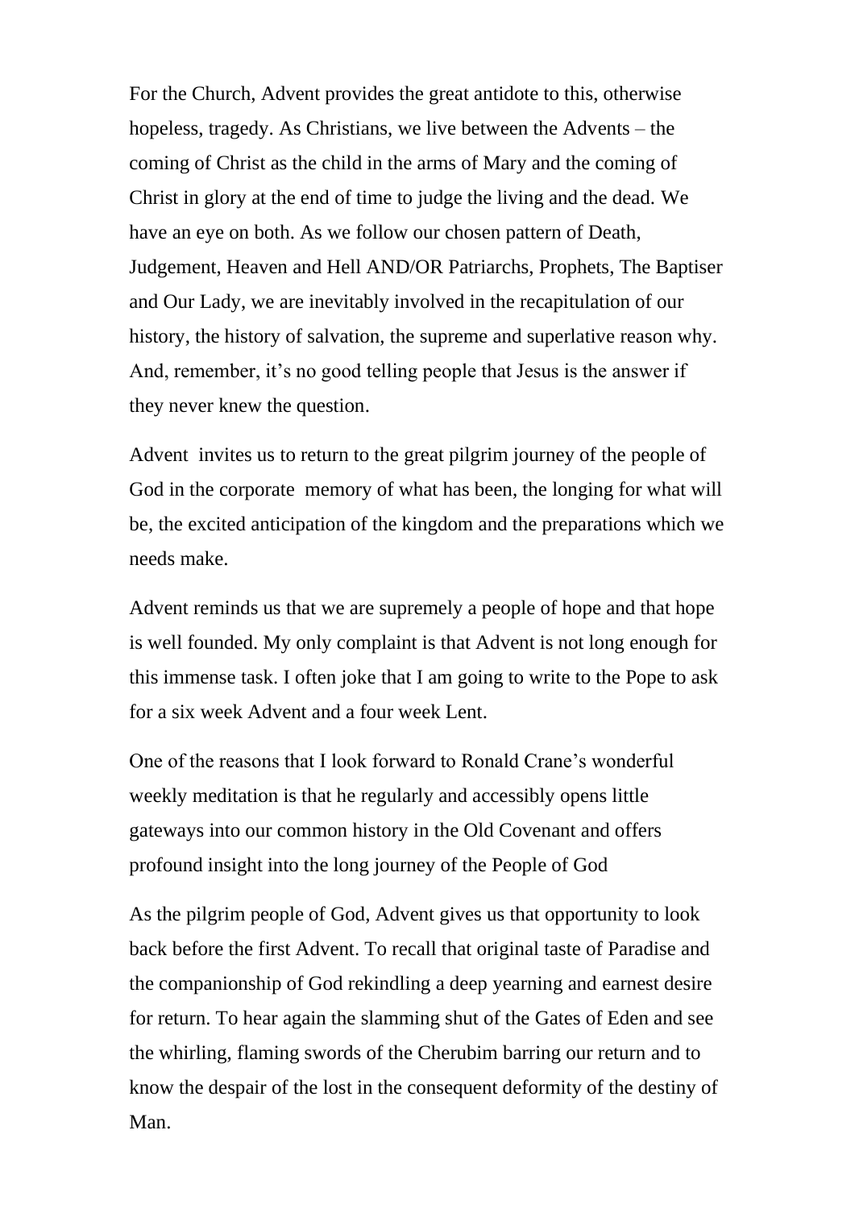For the Church, Advent provides the great antidote to this, otherwise hopeless, tragedy. As Christians, we live between the Advents – the coming of Christ as the child in the arms of Mary and the coming of Christ in glory at the end of time to judge the living and the dead. We have an eye on both. As we follow our chosen pattern of Death, Judgement, Heaven and Hell AND/OR Patriarchs, Prophets, The Baptiser and Our Lady, we are inevitably involved in the recapitulation of our history, the history of salvation, the supreme and superlative reason why. And, remember, it's no good telling people that Jesus is the answer if they never knew the question.

Advent invites us to return to the great pilgrim journey of the people of God in the corporate memory of what has been, the longing for what will be, the excited anticipation of the kingdom and the preparations which we needs make.

Advent reminds us that we are supremely a people of hope and that hope is well founded. My only complaint is that Advent is not long enough for this immense task. I often joke that I am going to write to the Pope to ask for a six week Advent and a four week Lent.

One of the reasons that I look forward to Ronald Crane's wonderful weekly meditation is that he regularly and accessibly opens little gateways into our common history in the Old Covenant and offers profound insight into the long journey of the People of God

As the pilgrim people of God, Advent gives us that opportunity to look back before the first Advent. To recall that original taste of Paradise and the companionship of God rekindling a deep yearning and earnest desire for return. To hear again the slamming shut of the Gates of Eden and see the whirling, flaming swords of the Cherubim barring our return and to know the despair of the lost in the consequent deformity of the destiny of Man.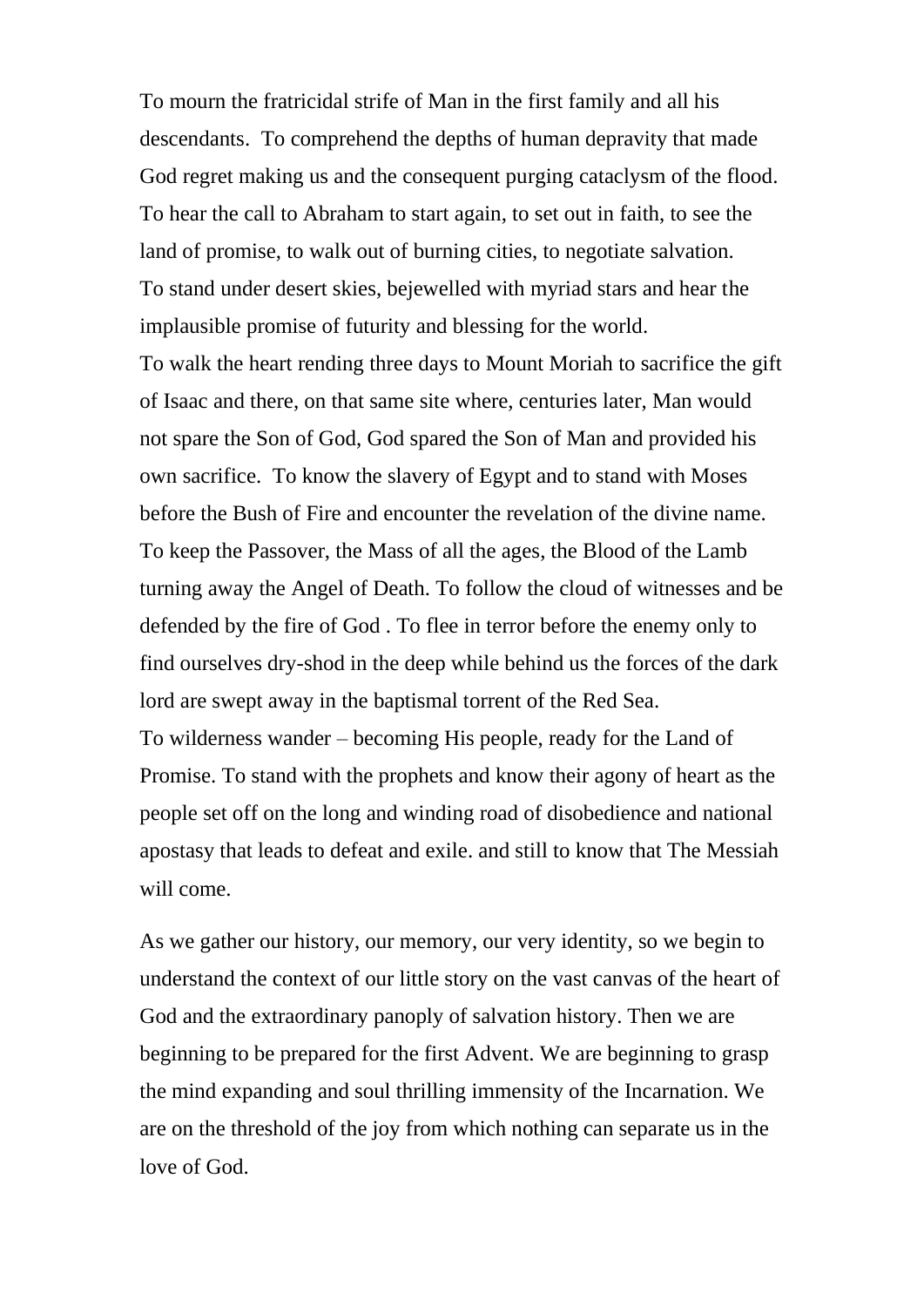To mourn the fratricidal strife of Man in the first family and all his descendants. To comprehend the depths of human depravity that made God regret making us and the consequent purging cataclysm of the flood. To hear the call to Abraham to start again, to set out in faith, to see the land of promise, to walk out of burning cities, to negotiate salvation. To stand under desert skies, bejewelled with myriad stars and hear the implausible promise of futurity and blessing for the world.
To walk the heart rending three days to Mount Moriah to sacrifice the gift of Isaac and there, on that same site where, centuries later, Man would not spare the Son of God, God spared the Son of Man and provided his own sacrifice. To know the slavery of Egypt and to stand with Moses before the Bush of Fire and encounter the revelation of the divine name. To keep the Passover, the Mass of all the ages, the Blood of the Lamb turning away the Angel of Death. To follow the cloud of witnesses and be defended by the fire of God . To flee in terror before the enemy only to find ourselves dry-shod in the deep while behind us the forces of the dark lord are swept away in the baptismal torrent of the Red Sea.
To wilderness wander – becoming His people, ready for the Land of Promise. To stand with the prophets and know their agony of heart as the people set off on the long and winding road of disobedience and national apostasy that leads to defeat and exile. and still to know that The Messiah will come.

As we gather our history, our memory, our very identity, so we begin to understand the context of our little story on the vast canvas of the heart of God and the extraordinary panoply of salvation history. Then we are beginning to be prepared for the first Advent. We are beginning to grasp the mind expanding and soul thrilling immensity of the Incarnation. We are on the threshold of the joy from which nothing can separate us in the love of God.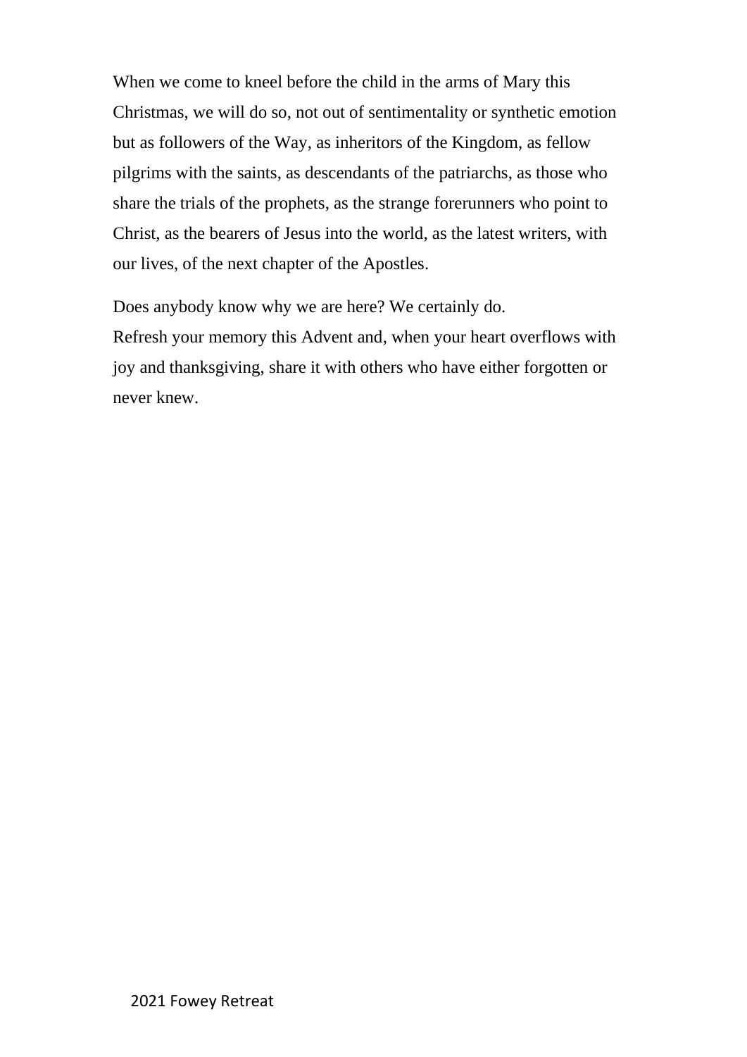When we come to kneel before the child in the arms of Mary this Christmas, we will do so, not out of sentimentality or synthetic emotion but as followers of the Way, as inheritors of the Kingdom, as fellow pilgrims with the saints, as descendants of the patriarchs, as those who share the trials of the prophets, as the strange forerunners who point to Christ, as the bearers of Jesus into the world, as the latest writers, with our lives, of the next chapter of the Apostles.

Does anybody know why we are here? We certainly do.
Refresh your memory this Advent and, when your heart overflows with joy and thanksgiving, share it with others who have either forgotten or never knew.